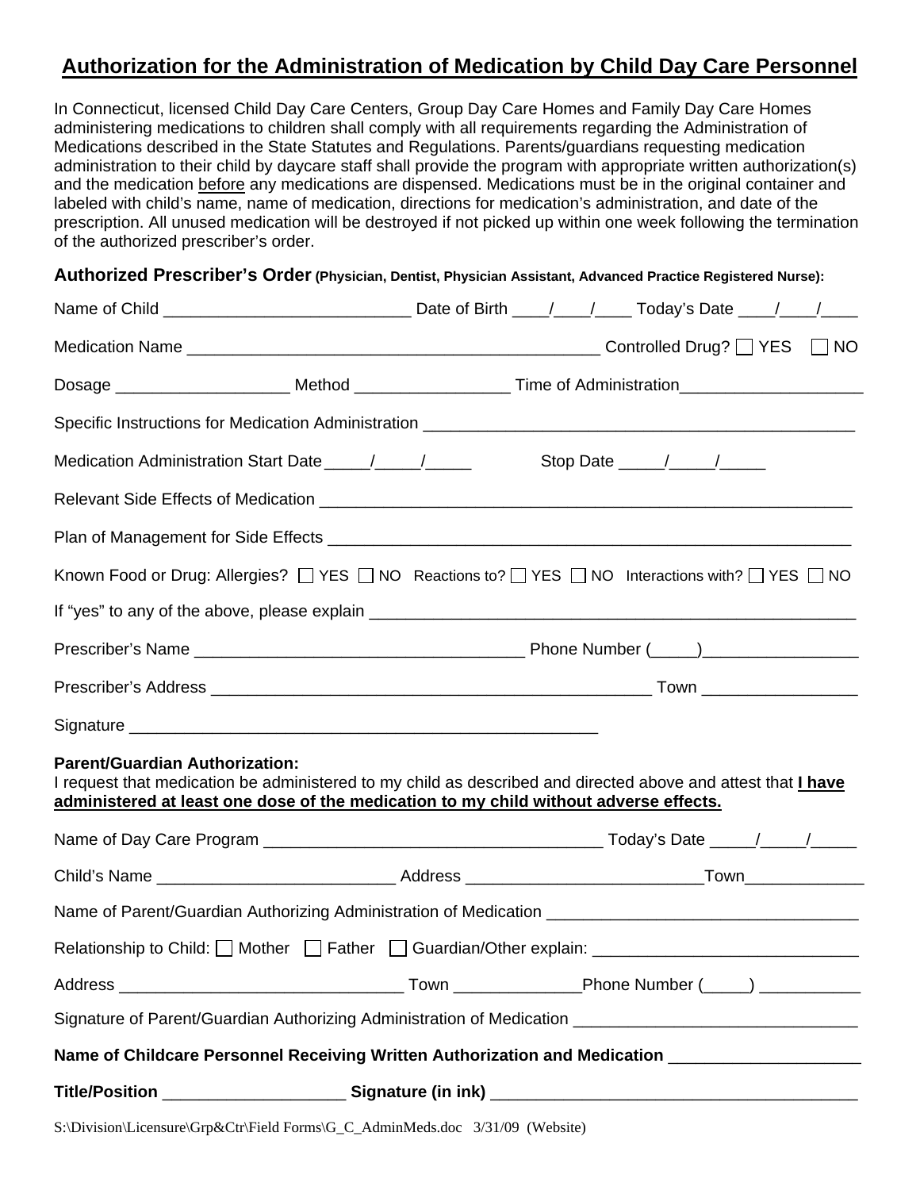## Authorization for the Administration of Medication by Child Day Care Personnel

In Connecticut, licensed Child Day Care Centers, Group Day Care Homes and Family Day Care Homes administering medications to children shall comply with all requirements regarding the Administration of Medications described in the State Statutes and Regulations. Parents/guardians requesting medication administration to their child by daycare staff shall provide the program with appropriate written authorization(s) and the medication before any medications are dispensed. Medications must be in the original container and labeled with child's name, name of medication, directions for medication's administration, and date of the prescription. All unused medication will be destroyed if not picked up within one week following the termination of the authorized prescriber's order.

### Authorized Prescriber's Order (Physician, Dentist, Physician Assistant, Advanced Practice Registered Nurse):

Name of Child ___________________________ Date of Birth ____/____/____ Today's Date ____/____/____

Medication Name _____________________________________________ Controlled Drug? ☐ YES ☐ NO

Dosage ___________________ Method _________________ Time of Administration____________________

Specific Instructions for Medication Administration _______________________________________________

Medication Administration Start Date _____/_____/_____ Stop Date _____/_____/_____

Relevant Side Effects of Medication ____________________________________________________________

Plan of Management for Side Effects ___________________________________________________________

Known Food or Drug: Allergies? ☐ YES ☐ NO Reactions to? ☐ YES ☐ NO Interactions with? ☐ YES ☐ NO

If "yes" to any of the above, please explain _______________________________________________________

Prescriber's Name ____________________________________ Phone Number (_____)_________________

Prescriber's Address ________________________________________________ Town _________________

Signature ____________________________________________________

**Parent/Guardian Authorization:**
I request that medication be administered to my child as described and directed above and attest that **I have administered at least one dose of the medication to my child without adverse effects.**

Name of Day Care Program _____________________________________ Today's Date _____/_____/_____

Child's Name __________________________ Address __________________________Town_____________

Name of Parent/Guardian Authorizing Administration of Medication _________________________________

Relationship to Child: ☐ Mother ☐ Father ☐ Guardian/Other explain: _____________________________

Address _______________________________ Town ______________Phone Number (_____) ___________

Signature of Parent/Guardian Authorizing Administration of Medication ______________________________

**Name of Childcare Personnel Receiving Written Authorization and Medication** ____________________

**Title/Position** ____________________ **Signature (in ink)** ________________________________________

S:\Division\Licensure\Grp&Ctr\Field Forms\G_C_AdminMeds.doc 3/31/09 (Website)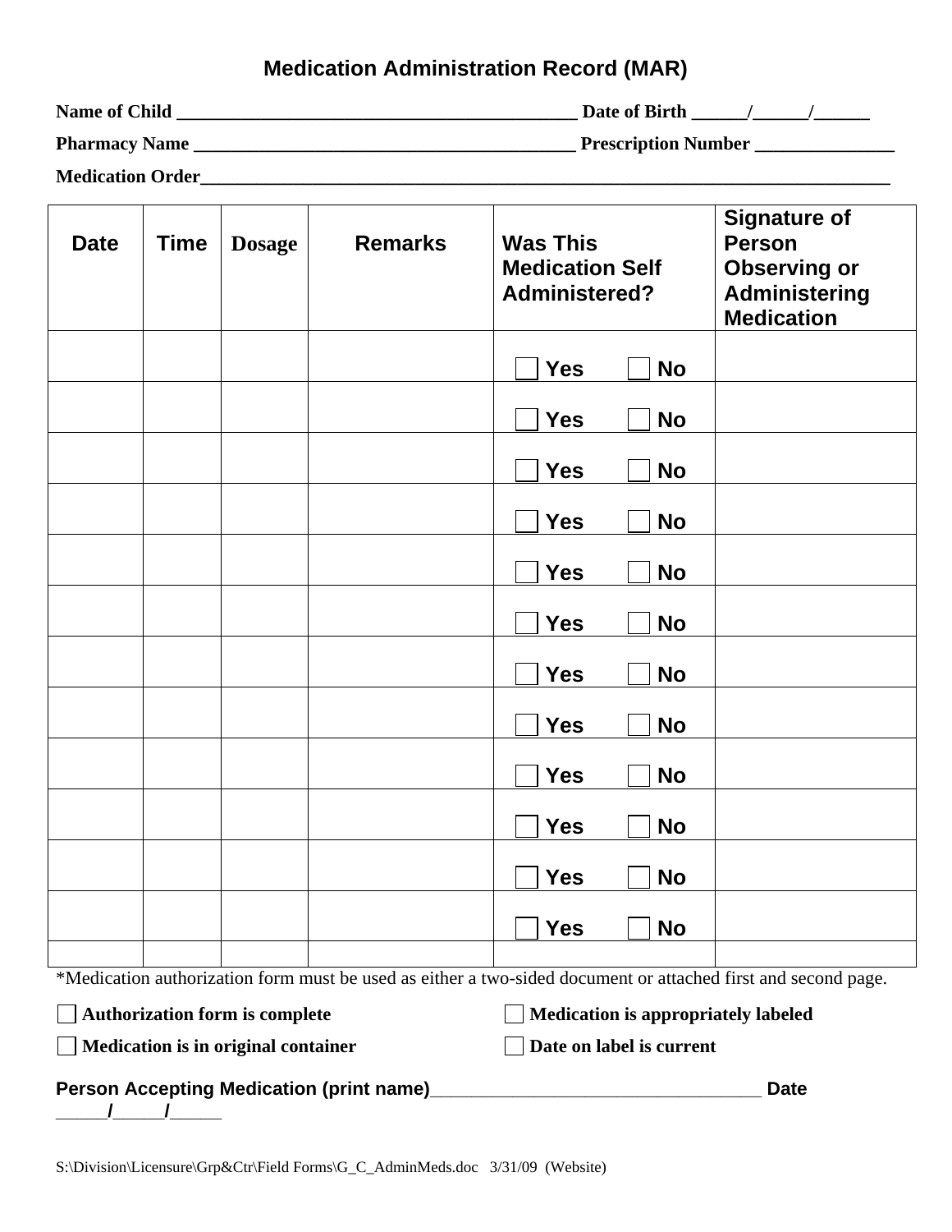# Medication Administration Record (MAR)

**Name of Child** ___________________________________________ **Date of Birth** ______/______/______

**Pharmacy Name** ________________________________________ **Prescription Number** _______________

**Medication Order**___________________________________________________________________________

| Date | Time | Dosage | Remarks | Was This Medication Self Administered? | Signature of Person Observing or Administering Medication |
|---|---|---|---|---|---|
| | | | | ☐ Yes ☐ No | |
| | | | | ☐ Yes ☐ No | |
| | | | | ☐ Yes ☐ No | |
| | | | | ☐ Yes ☐ No | |
| | | | | ☐ Yes ☐ No | |
| | | | | ☐ Yes ☐ No | |
| | | | | ☐ Yes ☐ No | |
| | | | | ☐ Yes ☐ No | |
| | | | | ☐ Yes ☐ No | |
| | | | | ☐ Yes ☐ No | |
| | | | | ☐ Yes ☐ No | |
| | | | | ☐ Yes ☐ No | |
| | | | | | |

*Medication authorization form must be used as either a two-sided document or attached first and second page.

☐ **Authorization form is complete** ☐ **Medication is appropriately labeled**

☐ **Medication is in original container** ☐ **Date on label is current**

**Person Accepting Medication (print name)**__________________________________ **Date** _____/_____/_____

S:\Division\Licensure\Grp&Ctr\Field Forms\G_C_AdminMeds.doc 3/31/09 (Website)